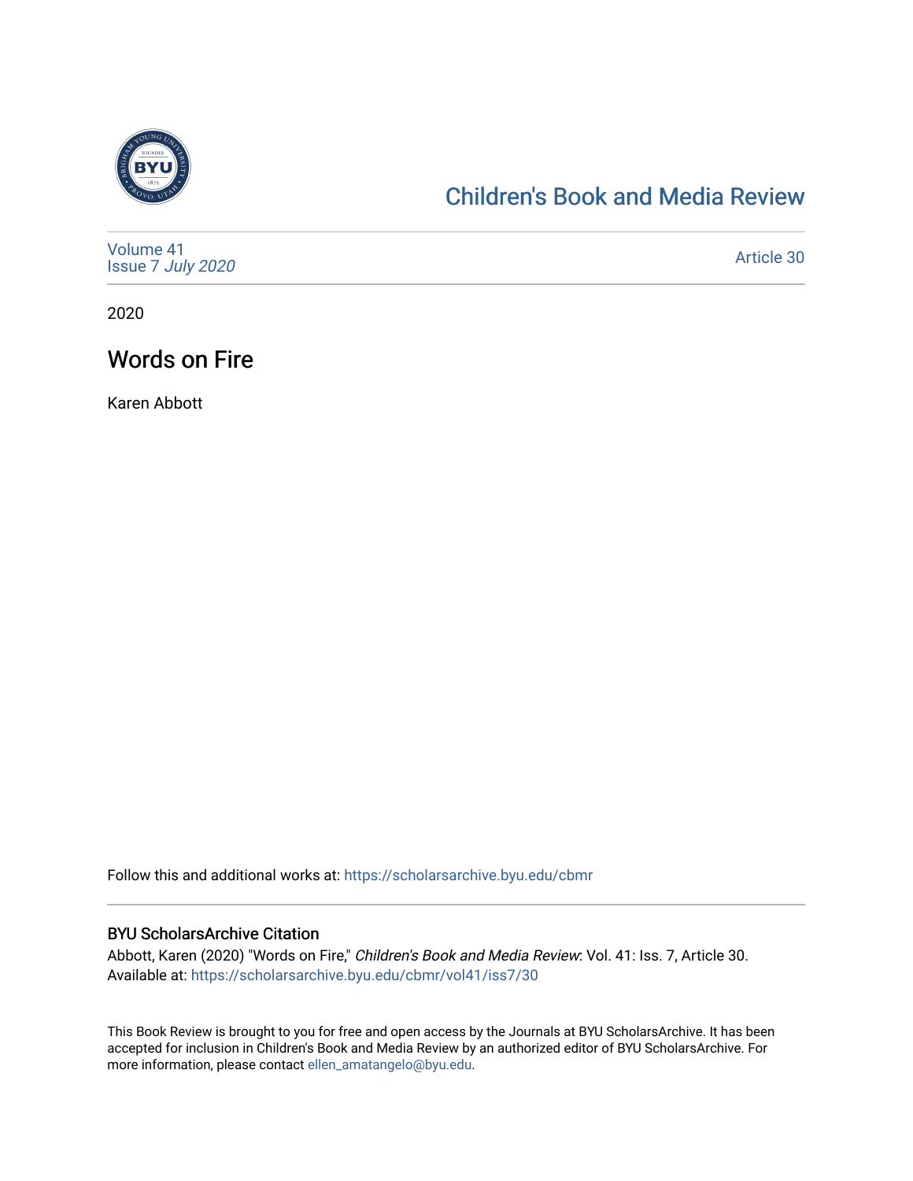# Children's Book and Media Review

Volume 41
Issue 7 *July 2020*

Article 30

2020

## Words on Fire

Karen Abbott

Follow this and additional works at: https://scholarsarchive.byu.edu/cbmr

### BYU ScholarsArchive Citation

Abbott, Karen (2020) "Words on Fire," *Children's Book and Media Review*: Vol. 41: Iss. 7, Article 30.
Available at: https://scholarsarchive.byu.edu/cbmr/vol41/iss7/30

This Book Review is brought to you for free and open access by the Journals at BYU ScholarsArchive. It has been accepted for inclusion in Children's Book and Media Review by an authorized editor of BYU ScholarsArchive. For more information, please contact ellen_amatangelo@byu.edu.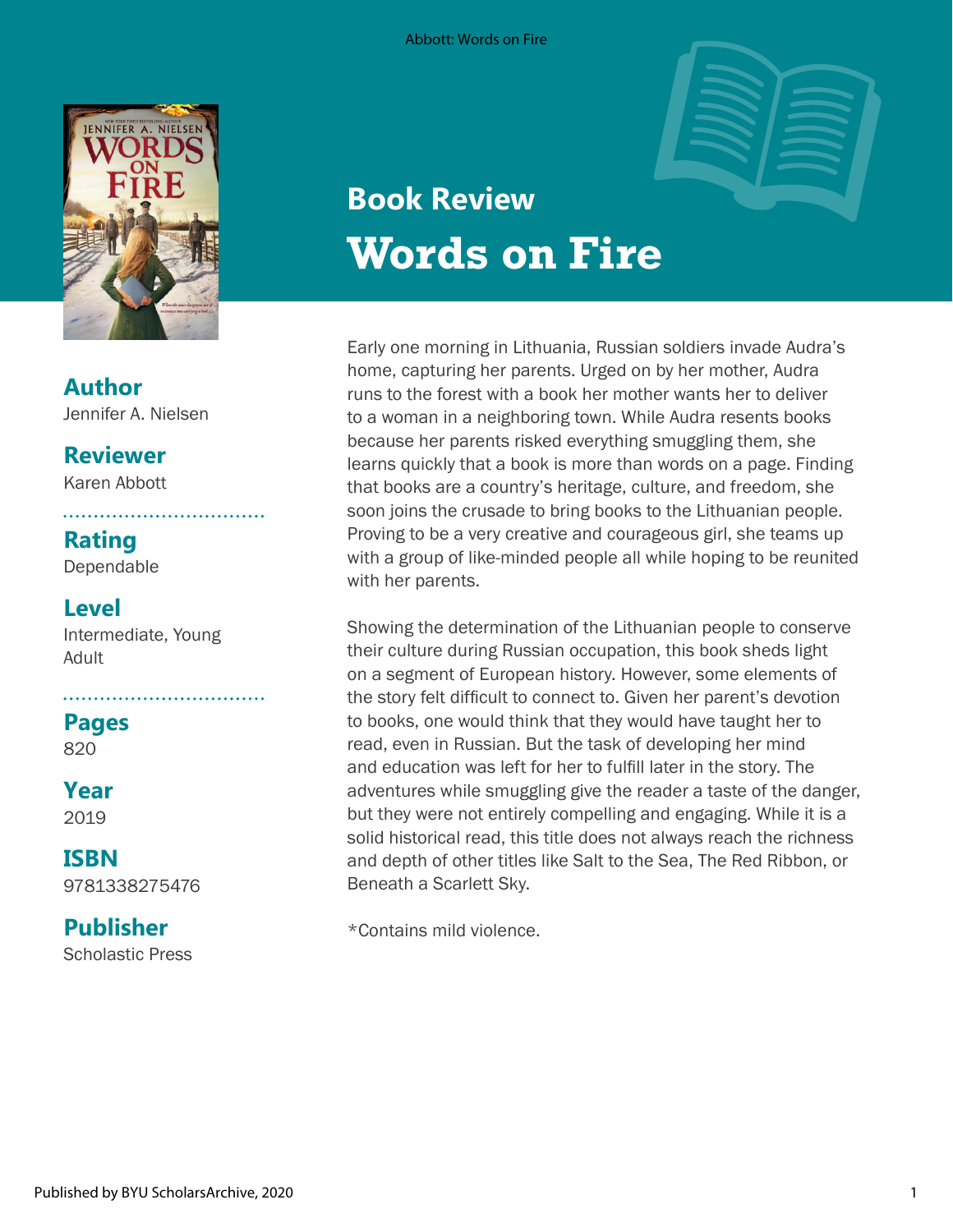## Book Review

# Words on Fire

## Author
Jennifer A. Nielsen

## Reviewer
Karen Abbott

## Rating
Dependable

## Level
Intermediate, Young Adult

## Pages
820

## Year
2019

## ISBN
9781338275476

## Publisher
Scholastic Press

Early one morning in Lithuania, Russian soldiers invade Audra's home, capturing her parents. Urged on by her mother, Audra runs to the forest with a book her mother wants her to deliver to a woman in a neighboring town. While Audra resents books because her parents risked everything smuggling them, she learns quickly that a book is more than words on a page. Finding that books are a country's heritage, culture, and freedom, she soon joins the crusade to bring books to the Lithuanian people. Proving to be a very creative and courageous girl, she teams up with a group of like-minded people all while hoping to be reunited with her parents.

Showing the determination of the Lithuanian people to conserve their culture during Russian occupation, this book sheds light on a segment of European history. However, some elements of the story felt difficult to connect to. Given her parent's devotion to books, one would think that they would have taught her to read, even in Russian. But the task of developing her mind and education was left for her to fulfill later in the story. The adventures while smuggling give the reader a taste of the danger, but they were not entirely compelling and engaging. While it is a solid historical read, this title does not always reach the richness and depth of other titles like Salt to the Sea, The Red Ribbon, or Beneath a Scarlett Sky.

*Contains mild violence.